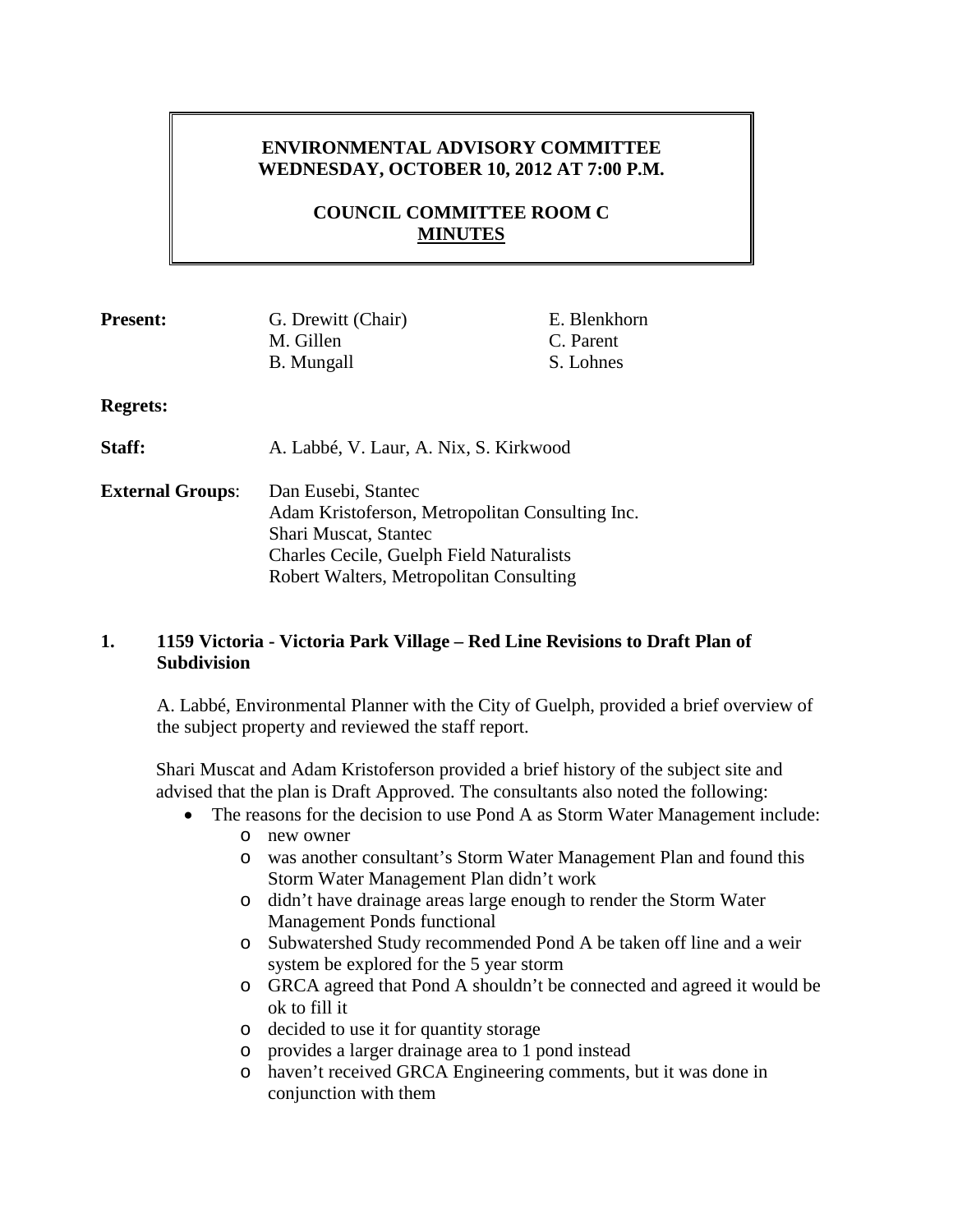**ENVIRONMENTAL ADVISORY COMMITTEE**
**WEDNESDAY, OCTOBER 10, 2012 AT 7:00 P.M.**

**COUNCIL COMMITTEE ROOM C**
**MINUTES**

| | | |
|---|---|---|
| **Present:** | G. Drewitt (Chair) | E. Blenkhorn |
| | M. Gillen | C. Parent |
| | B. Mungall | S. Lohnes |

**Regrets:**

**Staff:** A. Labbé, V. Laur, A. Nix, S. Kirkwood

**External Groups**: Dan Eusebi, Stantec
Adam Kristoferson, Metropolitan Consulting Inc.
Shari Muscat, Stantec
Charles Cecile, Guelph Field Naturalists
Robert Walters, Metropolitan Consulting

## 1. 1159 Victoria - Victoria Park Village – Red Line Revisions to Draft Plan of Subdivision

A. Labbé, Environmental Planner with the City of Guelph, provided a brief overview of the subject property and reviewed the staff report.

Shari Muscat and Adam Kristoferson provided a brief history of the subject site and advised that the plan is Draft Approved. The consultants also noted the following:

- The reasons for the decision to use Pond A as Storm Water Management include:
  - new owner
  - was another consultant's Storm Water Management Plan and found this Storm Water Management Plan didn't work
  - didn't have drainage areas large enough to render the Storm Water Management Ponds functional
  - Subwatershed Study recommended Pond A be taken off line and a weir system be explored for the 5 year storm
  - GRCA agreed that Pond A shouldn't be connected and agreed it would be ok to fill it
  - decided to use it for quantity storage
  - provides a larger drainage area to 1 pond instead
  - haven't received GRCA Engineering comments, but it was done in conjunction with them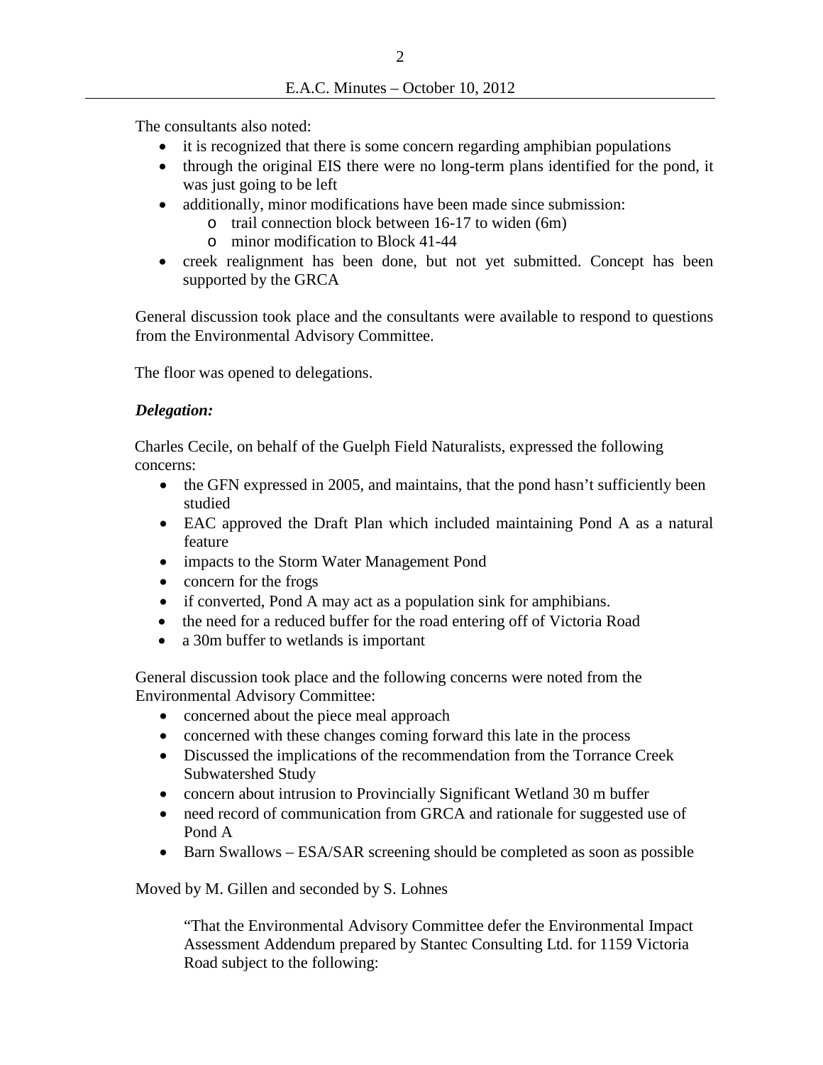The consultants also noted:

- it is recognized that there is some concern regarding amphibian populations
- through the original EIS there were no long-term plans identified for the pond, it was just going to be left
- additionally, minor modifications have been made since submission:
    - trail connection block between 16-17 to widen (6m)
    - minor modification to Block 41-44
- creek realignment has been done, but not yet submitted. Concept has been supported by the GRCA

General discussion took place and the consultants were available to respond to questions from the Environmental Advisory Committee.

The floor was opened to delegations.

***Delegation:***

Charles Cecile, on behalf of the Guelph Field Naturalists, expressed the following concerns:

- the GFN expressed in 2005, and maintains, that the pond hasn't sufficiently been studied
- EAC approved the Draft Plan which included maintaining Pond A as a natural feature
- impacts to the Storm Water Management Pond
- concern for the frogs
- if converted, Pond A may act as a population sink for amphibians.
- the need for a reduced buffer for the road entering off of Victoria Road
- a 30m buffer to wetlands is important

General discussion took place and the following concerns were noted from the Environmental Advisory Committee:

- concerned about the piece meal approach
- concerned with these changes coming forward this late in the process
- Discussed the implications of the recommendation from the Torrance Creek Subwatershed Study
- concern about intrusion to Provincially Significant Wetland 30 m buffer
- need record of communication from GRCA and rationale for suggested use of Pond A
- Barn Swallows – ESA/SAR screening should be completed as soon as possible

Moved by M. Gillen and seconded by S. Lohnes

> "That the Environmental Advisory Committee defer the Environmental Impact Assessment Addendum prepared by Stantec Consulting Ltd. for 1159 Victoria Road subject to the following: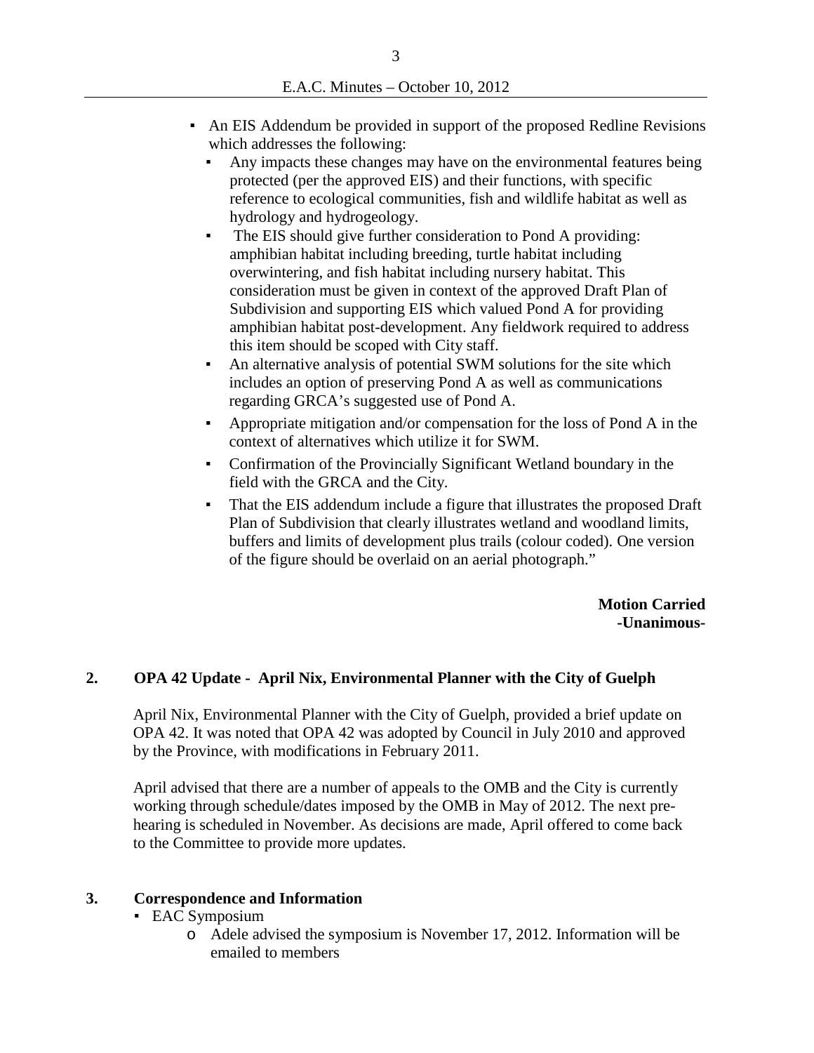- An EIS Addendum be provided in support of the proposed Redline Revisions which addresses the following:
  - Any impacts these changes may have on the environmental features being protected (per the approved EIS) and their functions, with specific reference to ecological communities, fish and wildlife habitat as well as hydrology and hydrogeology.
  - The EIS should give further consideration to Pond A providing: amphibian habitat including breeding, turtle habitat including overwintering, and fish habitat including nursery habitat. This consideration must be given in context of the approved Draft Plan of Subdivision and supporting EIS which valued Pond A for providing amphibian habitat post-development. Any fieldwork required to address this item should be scoped with City staff.
  - An alternative analysis of potential SWM solutions for the site which includes an option of preserving Pond A as well as communications regarding GRCA's suggested use of Pond A.
  - Appropriate mitigation and/or compensation for the loss of Pond A in the context of alternatives which utilize it for SWM.
  - Confirmation of the Provincially Significant Wetland boundary in the field with the GRCA and the City.
  - That the EIS addendum include a figure that illustrates the proposed Draft Plan of Subdivision that clearly illustrates wetland and woodland limits, buffers and limits of development plus trails (colour coded). One version of the figure should be overlaid on an aerial photograph."

**Motion Carried**
**-Unanimous-**

## 2. OPA 42 Update - April Nix, Environmental Planner with the City of Guelph

April Nix, Environmental Planner with the City of Guelph, provided a brief update on OPA 42. It was noted that OPA 42 was adopted by Council in July 2010 and approved by the Province, with modifications in February 2011.

April advised that there are a number of appeals to the OMB and the City is currently working through schedule/dates imposed by the OMB in May of 2012. The next pre-hearing is scheduled in November. As decisions are made, April offered to come back to the Committee to provide more updates.

## 3. Correspondence and Information

- EAC Symposium
  - Adele advised the symposium is November 17, 2012. Information will be emailed to members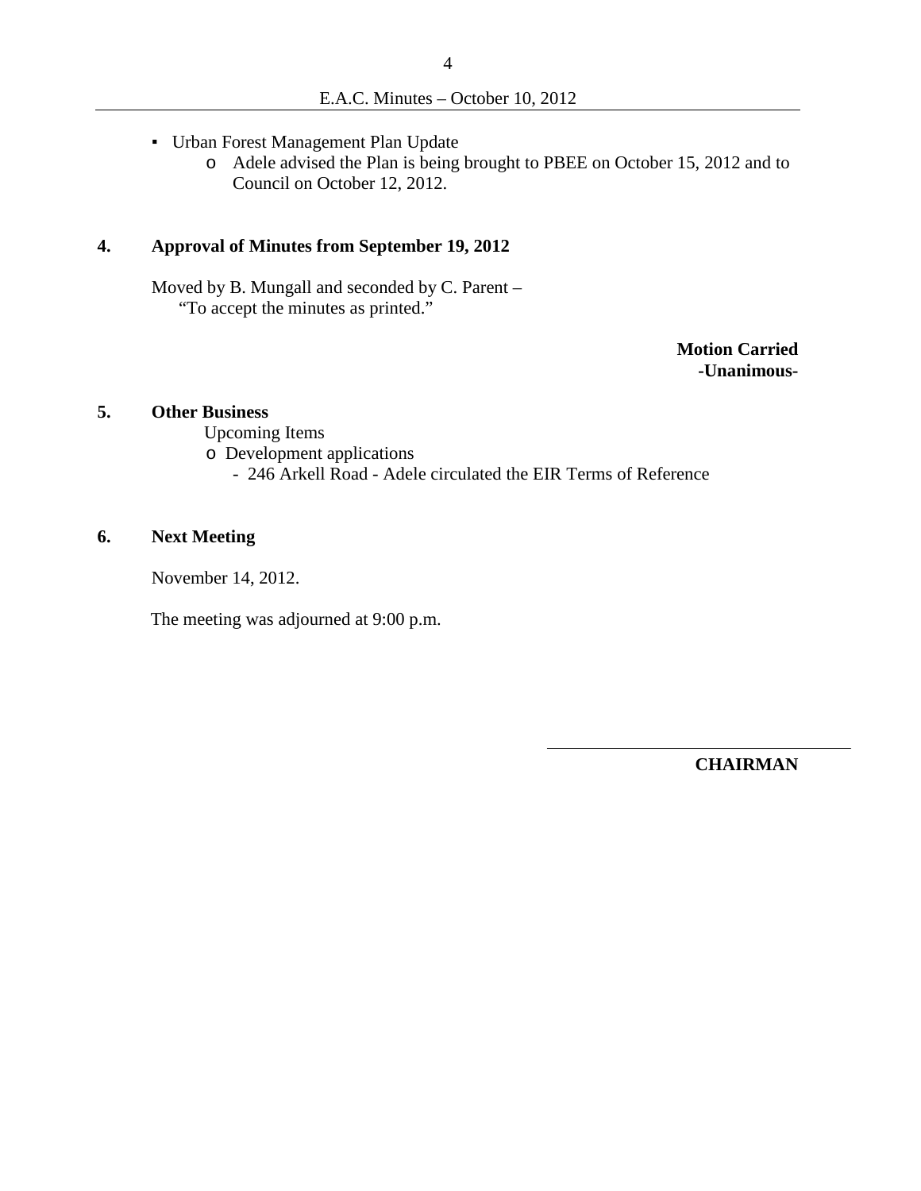- Urban Forest Management Plan Update
  - Adele advised the Plan is being brought to PBEE on October 15, 2012 and to Council on October 12, 2012.

## 4. Approval of Minutes from September 19, 2012

Moved by B. Mungall and seconded by C. Parent –
"To accept the minutes as printed."

**Motion Carried**
**-Unanimous-**

## 5. Other Business

Upcoming Items

- Development applications
  - 246 Arkell Road - Adele circulated the EIR Terms of Reference

## 6. Next Meeting

November 14, 2012.

The meeting was adjourned at 9:00 p.m.

______________________________
**CHAIRMAN**